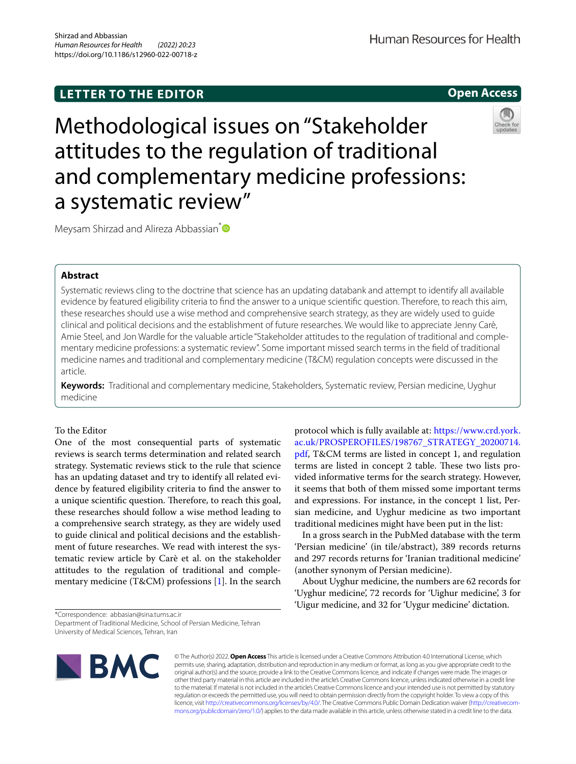LETTER TO THE EDITOR

Open Access

# Methodological issues on "Stakeholder attitudes to the regulation of traditional and complementary medicine professions: a systematic review"

Meysam Shirzad and Alireza Abbassian[*]

## Abstract

Systematic reviews cling to the doctrine that science has an updating databank and attempt to identify all available evidence by featured eligibility criteria to find the answer to a unique scientific question. Therefore, to reach this aim, these researches should use a wise method and comprehensive search strategy, as they are widely used to guide clinical and political decisions and the establishment of future researches. We would like to appreciate Jenny Carè, Amie Steel, and Jon Wardle for the valuable article "Stakeholder attitudes to the regulation of traditional and complementary medicine professions: a systematic review". Some important missed search terms in the field of traditional medicine names and traditional and complementary medicine (T&CM) regulation concepts were discussed in the article.

**Keywords:** Traditional and complementary medicine, Stakeholders, Systematic review, Persian medicine, Uyghur medicine

To the Editor

One of the most consequential parts of systematic reviews is search terms determination and related search strategy. Systematic reviews stick to the rule that science has an updating dataset and try to identify all related evidence by featured eligibility criteria to find the answer to a unique scientific question. Therefore, to reach this goal, these researches should follow a wise method leading to a comprehensive search strategy, as they are widely used to guide clinical and political decisions and the establishment of future researches. We read with interest the systematic review article by Carè et al. on the stakeholder attitudes to the regulation of traditional and complementary medicine (T&CM) professions [1]. In the search protocol which is fully available at: https://www.crd.york.ac.uk/PROSPEROFILES/198767_STRATEGY_20200714.pdf, T&CM terms are listed in concept 1, and regulation terms are listed in concept 2 table. These two lists provided informative terms for the search strategy. However, it seems that both of them missed some important terms and expressions. For instance, in the concept 1 list, Persian medicine, and Uyghur medicine as two important traditional medicines might have been put in the list:

In a gross search in the PubMed database with the term 'Persian medicine' (in tile/abstract), 389 records returns and 297 records returns for 'Iranian traditional medicine' (another synonym of Persian medicine).

About Uyghur medicine, the numbers are 62 records for 'Uyghur medicine', 72 records for 'Uighur medicine', 3 for 'Uigur medicine, and 32 for 'Uygur medicine' dictation.

*Correspondence: abbasian@sina.tums.ac.ir
Department of Traditional Medicine, School of Persian Medicine, Tehran University of Medical Sciences, Tehran, Iran

© The Author(s) 2022. **Open Access** This article is licensed under a Creative Commons Attribution 4.0 International License, which permits use, sharing, adaptation, distribution and reproduction in any medium or format, as long as you give appropriate credit to the original author(s) and the source, provide a link to the Creative Commons licence, and indicate if changes were made. The images or other third party material in this article are included in the article's Creative Commons licence, unless indicated otherwise in a credit line to the material. If material is not included in the article's Creative Commons licence and your intended use is not permitted by statutory regulation or exceeds the permitted use, you will need to obtain permission directly from the copyright holder. To view a copy of this licence, visit http://creativecommons.org/licenses/by/4.0/. The Creative Commons Public Domain Dedication waiver (http://creativecommons.org/publicdomain/zero/1.0/) applies to the data made available in this article, unless otherwise stated in a credit line to the data.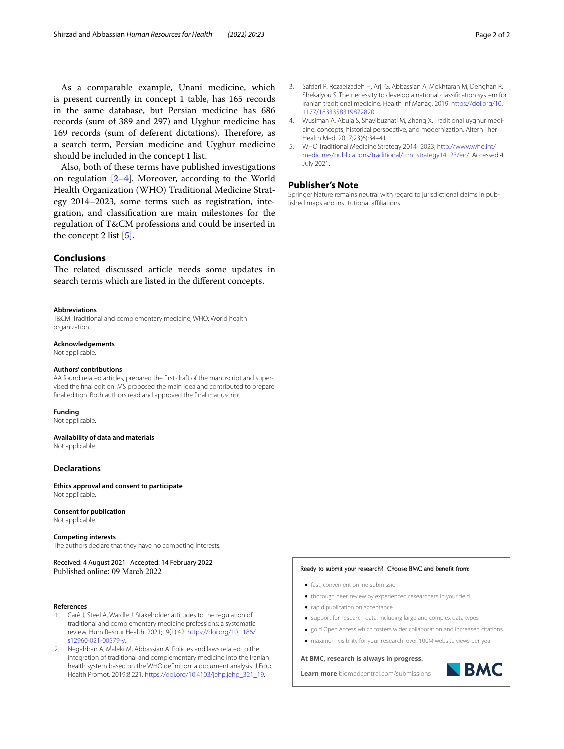As a comparable example, Unani medicine, which is present currently in concept 1 table, has 165 records in the same database, but Persian medicine has 686 records (sum of 389 and 297) and Uyghur medicine has 169 records (sum of deferent dictations). Therefore, as a search term, Persian medicine and Uyghur medicine should be included in the concept 1 list.

Also, both of these terms have published investigations on regulation [2–4]. Moreover, according to the World Health Organization (WHO) Traditional Medicine Strategy 2014–2023, some terms such as registration, integration, and classification are main milestones for the regulation of T&CM professions and could be inserted in the concept 2 list [5].

## Conclusions

The related discussed article needs some updates in search terms which are listed in the different concepts.

**Abbreviations**
T&CM: Traditional and complementary medicine; WHO: World health organization.

**Acknowledgements**
Not applicable.

**Authors' contributions**
AA found related articles, prepared the first draft of the manuscript and supervised the final edition. MS proposed the main idea and contributed to prepare final edition. Both authors read and approved the final manuscript.

**Funding**
Not applicable.

**Availability of data and materials**
Not applicable.

### Declarations

**Ethics approval and consent to participate**
Not applicable.

**Consent for publication**
Not applicable.

**Competing interests**
The authors declare that they have no competing interests.

Received: 4 August 2021 Accepted: 14 February 2022
Published online: 09 March 2022

**References**

1. Carè J, Steel A, Wardle J. Stakeholder attitudes to the regulation of traditional and complementary medicine professions: a systematic review. Hum Resour Health. 2021;19(1):42. https://doi.org/10.1186/s12960-021-00579-y.
2. Negahban A, Maleki M, Abbassian A. Policies and laws related to the integration of traditional and complementary medicine into the Iranian health system based on the WHO definition: a document analysis. J Educ Health Promot. 2019;8:221. https://doi.org/10.4103/jehp.jehp_321_19.
3. Safdari R, Rezaeizadeh H, Arji G, Abbassian A, Mokhtaran M, Dehghan R, Shekalyou S. The necessity to develop a national classification system for Iranian traditional medicine. Health Inf Manag. 2019. https://doi.org/10.1177/1833358319872820.
4. Wusiman A, Abula S, Shayibuzhati M, Zhang X. Traditional uyghur medicine: concepts, historical perspective, and modernization. Altern Ther Health Med. 2017;23(6):34–41.
5. WHO Traditional Medicine Strategy 2014–2023, http://www.who.int/medicines/publications/traditional/trm_strategy14_23/en/. Accessed 4 July 2021.

## Publisher's Note

Springer Nature remains neutral with regard to jurisdictional claims in published maps and institutional affiliations.

Ready to submit your research? Choose BMC and benefit from:

- fast, convenient online submission
- thorough peer review by experienced researchers in your field
- rapid publication on acceptance
- support for research data, including large and complex data types
- gold Open Access which fosters wider collaboration and increased citations
- maximum visibility for your research: over 100M website views per year

**At BMC, research is always in progress.**

**Learn more** biomedcentral.com/submissions